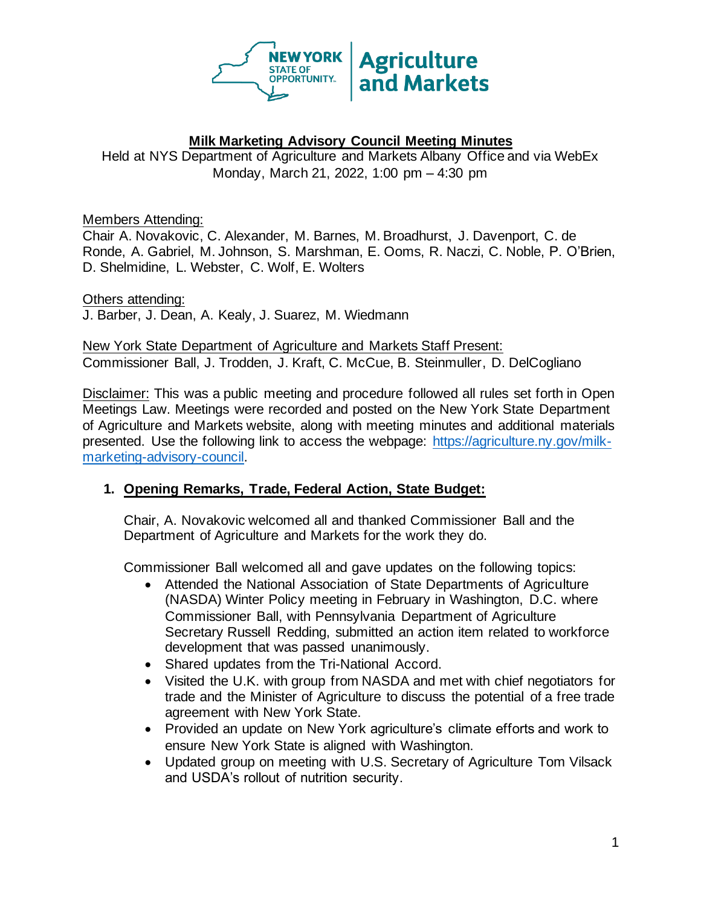# Milk Marketing Advisory Council Meeting Minutes

Held at NYS Department of Agriculture and Markets Albany Office and via WebEx
Monday, March 21, 2022, 1:00 pm – 4:30 pm

Members Attending:
Chair A. Novakovic, C. Alexander, M. Barnes, M. Broadhurst, J. Davenport, C. de Ronde, A. Gabriel, M. Johnson, S. Marshman, E. Ooms, R. Naczi, C. Noble, P. O'Brien, D. Shelmidine, L. Webster, C. Wolf, E. Wolters

Others attending:
J. Barber, J. Dean, A. Kealy, J. Suarez, M. Wiedmann

New York State Department of Agriculture and Markets Staff Present:
Commissioner Ball, J. Trodden, J. Kraft, C. McCue, B. Steinmuller, D. DelCogliano

Disclaimer: This was a public meeting and procedure followed all rules set forth in Open Meetings Law. Meetings were recorded and posted on the New York State Department of Agriculture and Markets website, along with meeting minutes and additional materials presented. Use the following link to access the webpage: [https://agriculture.ny.gov/milk-marketing-advisory-council](https://agriculture.ny.gov/milk-marketing-advisory-council).

## 1. Opening Remarks, Trade, Federal Action, State Budget:

Chair, A. Novakovic welcomed all and thanked Commissioner Ball and the Department of Agriculture and Markets for the work they do.

Commissioner Ball welcomed all and gave updates on the following topics:

- Attended the National Association of State Departments of Agriculture (NASDA) Winter Policy meeting in February in Washington, D.C. where Commissioner Ball, with Pennsylvania Department of Agriculture Secretary Russell Redding, submitted an action item related to workforce development that was passed unanimously.
- Shared updates from the Tri-National Accord.
- Visited the U.K. with group from NASDA and met with chief negotiators for trade and the Minister of Agriculture to discuss the potential of a free trade agreement with New York State.
- Provided an update on New York agriculture's climate efforts and work to ensure New York State is aligned with Washington.
- Updated group on meeting with U.S. Secretary of Agriculture Tom Vilsack and USDA's rollout of nutrition security.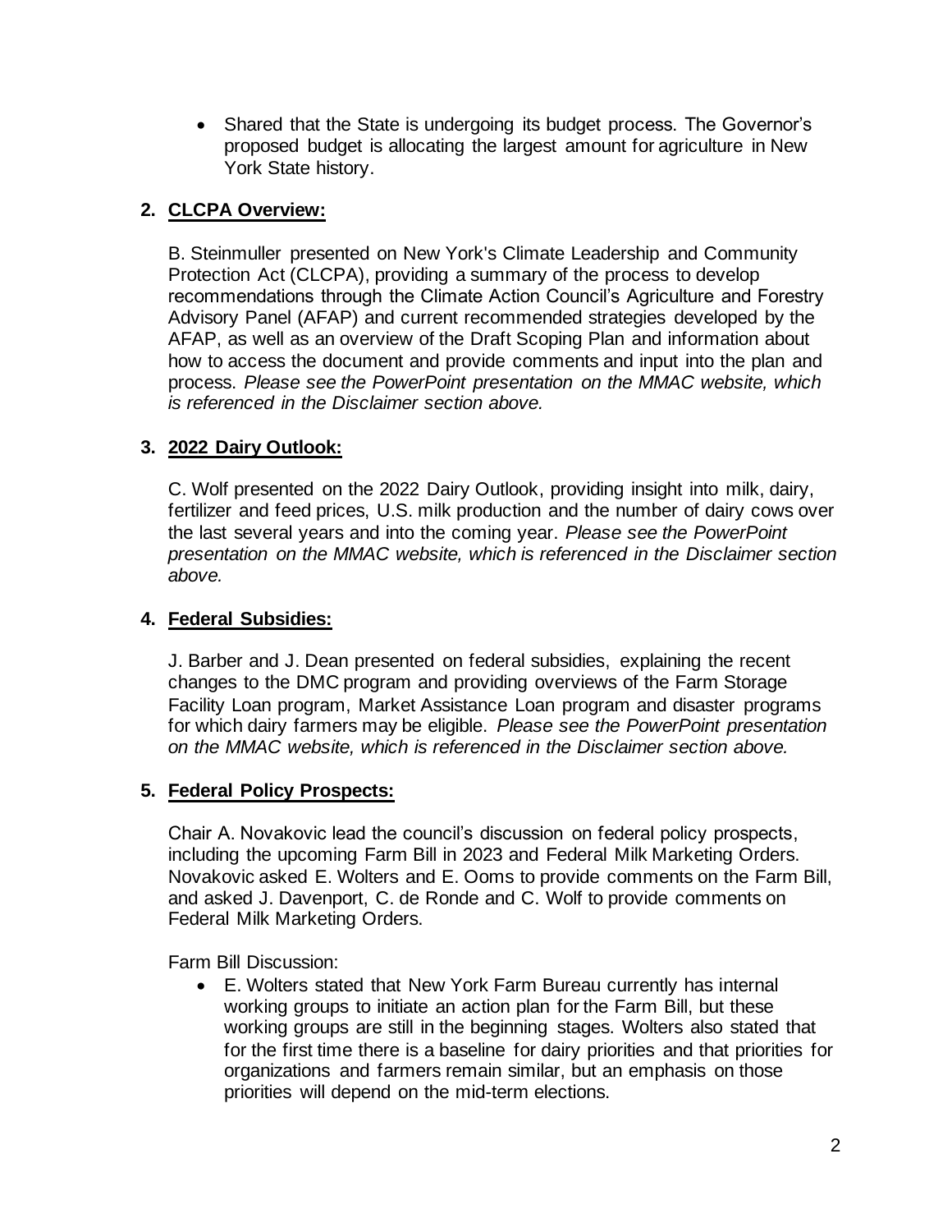- Shared that the State is undergoing its budget process. The Governor's proposed budget is allocating the largest amount for agriculture in New York State history.

## 2. CLCPA Overview:

B. Steinmuller presented on New York's Climate Leadership and Community Protection Act (CLCPA), providing a summary of the process to develop recommendations through the Climate Action Council's Agriculture and Forestry Advisory Panel (AFAP) and current recommended strategies developed by the AFAP, as well as an overview of the Draft Scoping Plan and information about how to access the document and provide comments and input into the plan and process. *Please see the PowerPoint presentation on the MMAC website, which is referenced in the Disclaimer section above.*

## 3. 2022 Dairy Outlook:

C. Wolf presented on the 2022 Dairy Outlook, providing insight into milk, dairy, fertilizer and feed prices, U.S. milk production and the number of dairy cows over the last several years and into the coming year. *Please see the PowerPoint presentation on the MMAC website, which is referenced in the Disclaimer section above.*

## 4. Federal Subsidies:

J. Barber and J. Dean presented on federal subsidies, explaining the recent changes to the DMC program and providing overviews of the Farm Storage Facility Loan program, Market Assistance Loan program and disaster programs for which dairy farmers may be eligible. *Please see the PowerPoint presentation on the MMAC website, which is referenced in the Disclaimer section above.*

## 5. Federal Policy Prospects:

Chair A. Novakovic lead the council's discussion on federal policy prospects, including the upcoming Farm Bill in 2023 and Federal Milk Marketing Orders. Novakovic asked E. Wolters and E. Ooms to provide comments on the Farm Bill, and asked J. Davenport, C. de Ronde and C. Wolf to provide comments on Federal Milk Marketing Orders.

Farm Bill Discussion:

- E. Wolters stated that New York Farm Bureau currently has internal working groups to initiate an action plan for the Farm Bill, but these working groups are still in the beginning stages. Wolters also stated that for the first time there is a baseline for dairy priorities and that priorities for organizations and farmers remain similar, but an emphasis on those priorities will depend on the mid-term elections.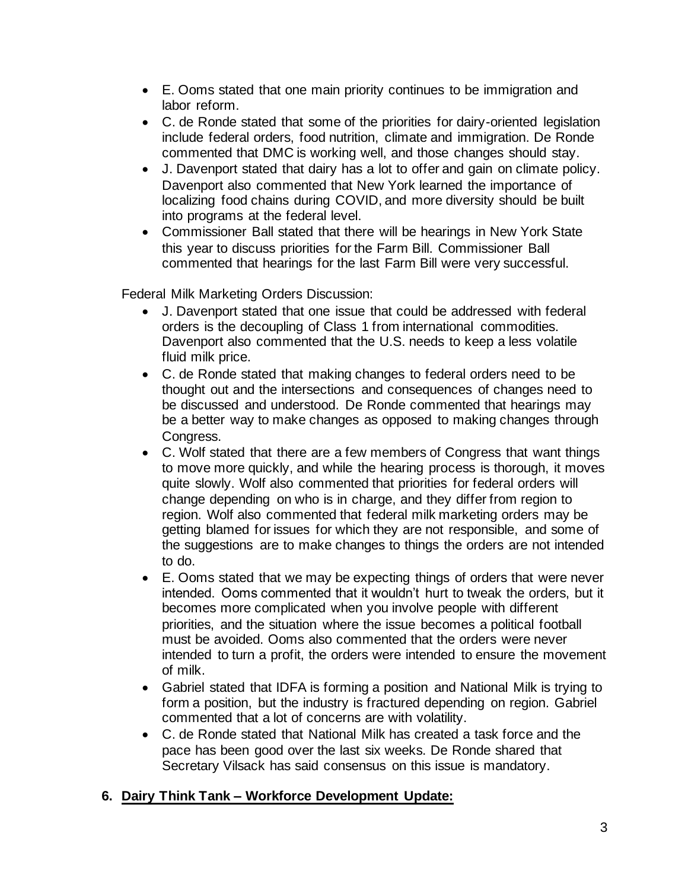- E. Ooms stated that one main priority continues to be immigration and labor reform.
- C. de Ronde stated that some of the priorities for dairy-oriented legislation include federal orders, food nutrition, climate and immigration. De Ronde commented that DMC is working well, and those changes should stay.
- J. Davenport stated that dairy has a lot to offer and gain on climate policy. Davenport also commented that New York learned the importance of localizing food chains during COVID, and more diversity should be built into programs at the federal level.
- Commissioner Ball stated that there will be hearings in New York State this year to discuss priorities for the Farm Bill. Commissioner Ball commented that hearings for the last Farm Bill were very successful.

Federal Milk Marketing Orders Discussion:

- J. Davenport stated that one issue that could be addressed with federal orders is the decoupling of Class 1 from international commodities. Davenport also commented that the U.S. needs to keep a less volatile fluid milk price.
- C. de Ronde stated that making changes to federal orders need to be thought out and the intersections and consequences of changes need to be discussed and understood. De Ronde commented that hearings may be a better way to make changes as opposed to making changes through Congress.
- C. Wolf stated that there are a few members of Congress that want things to move more quickly, and while the hearing process is thorough, it moves quite slowly. Wolf also commented that priorities for federal orders will change depending on who is in charge, and they differ from region to region. Wolf also commented that federal milk marketing orders may be getting blamed for issues for which they are not responsible, and some of the suggestions are to make changes to things the orders are not intended to do.
- E. Ooms stated that we may be expecting things of orders that were never intended. Ooms commented that it wouldn't hurt to tweak the orders, but it becomes more complicated when you involve people with different priorities, and the situation where the issue becomes a political football must be avoided. Ooms also commented that the orders were never intended to turn a profit, the orders were intended to ensure the movement of milk.
- Gabriel stated that IDFA is forming a position and National Milk is trying to form a position, but the industry is fractured depending on region. Gabriel commented that a lot of concerns are with volatility.
- C. de Ronde stated that National Milk has created a task force and the pace has been good over the last six weeks. De Ronde shared that Secretary Vilsack has said consensus on this issue is mandatory.

**6. Dairy Think Tank – Workforce Development Update:**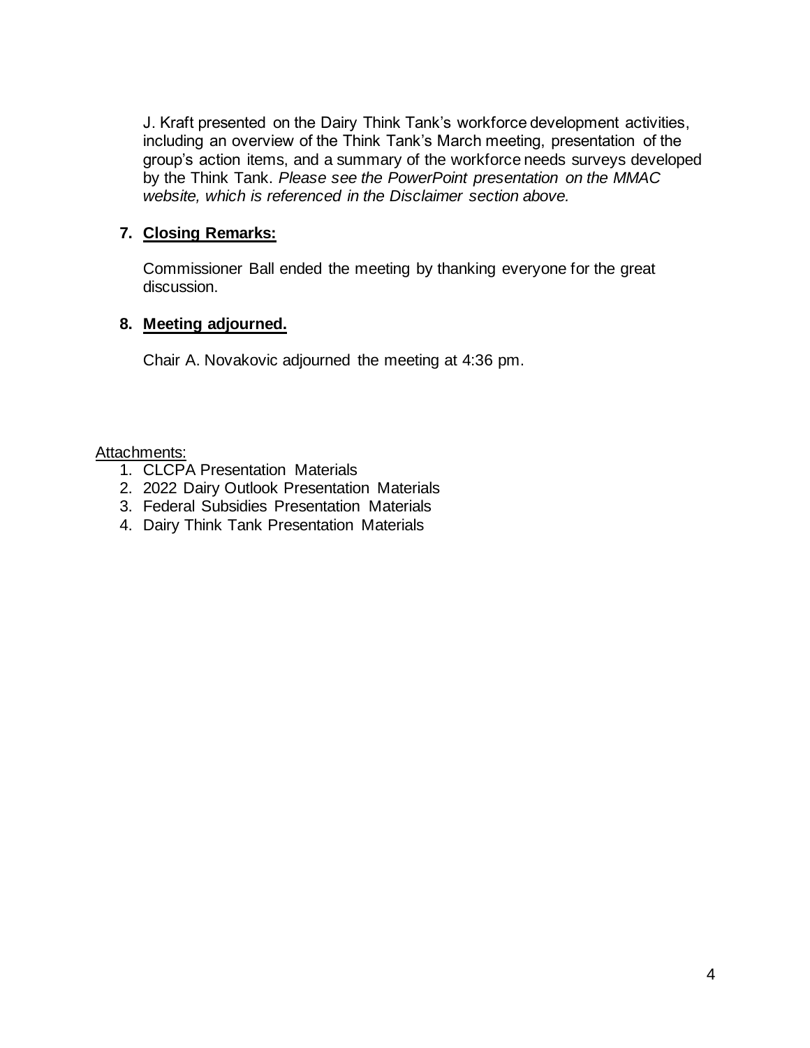J. Kraft presented on the Dairy Think Tank's workforce development activities, including an overview of the Think Tank's March meeting, presentation of the group's action items, and a summary of the workforce needs surveys developed by the Think Tank. *Please see the PowerPoint presentation on the MMAC website, which is referenced in the Disclaimer section above.*

**7. Closing Remarks:**

Commissioner Ball ended the meeting by thanking everyone for the great discussion.

**8. Meeting adjourned.**

Chair A. Novakovic adjourned the meeting at 4:36 pm.

Attachments:

1. CLCPA Presentation Materials
2. 2022 Dairy Outlook Presentation Materials
3. Federal Subsidies Presentation Materials
4. Dairy Think Tank Presentation Materials